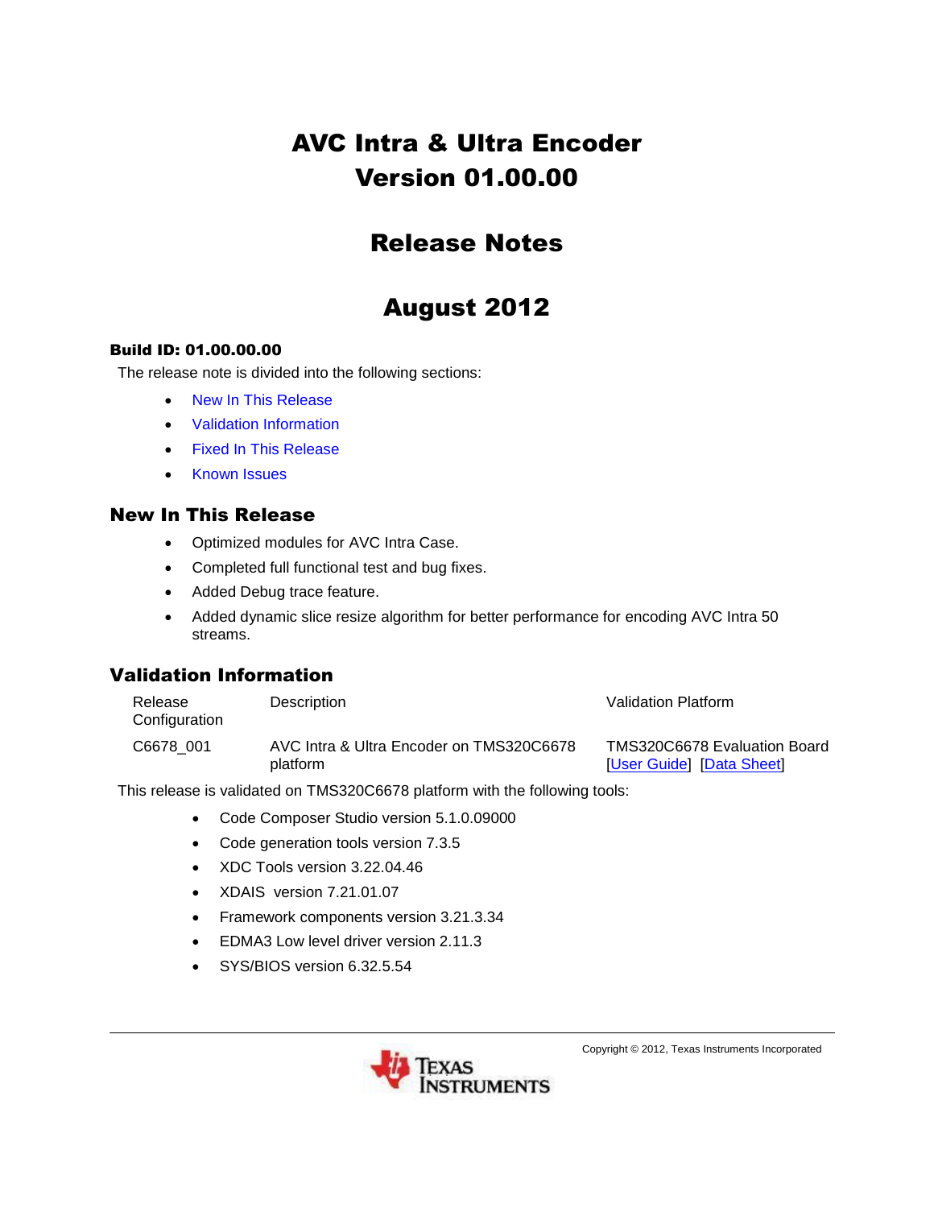# AVC Intra & Ultra Encoder Version 01.00.00

# Release Notes

# August 2012

**Build ID: 01.00.00.00**

The release note is divided into the following sections:

- New In This Release
- Validation Information
- Fixed In This Release
- Known Issues

## New In This Release

- Optimized modules for AVC Intra Case.
- Completed full functional test and bug fixes.
- Added Debug trace feature.
- Added dynamic slice resize algorithm for better performance for encoding AVC Intra 50 streams.

## Validation Information

| Release Configuration | Description | Validation Platform |
|---|---|---|
| C6678_001 | AVC Intra & Ultra Encoder on TMS320C6678 platform | TMS320C6678 Evaluation Board [User Guide] [Data Sheet] |

This release is validated on TMS320C6678 platform with the following tools:

- Code Composer Studio version 5.1.0.09000
- Code generation tools version 7.3.5
- XDC Tools version 3.22.04.46
- XDAIS version 7.21.01.07
- Framework components version 3.21.3.34
- EDMA3 Low level driver version 2.11.3
- SYS/BIOS version 6.32.5.54

Copyright © 2012, Texas Instruments Incorporated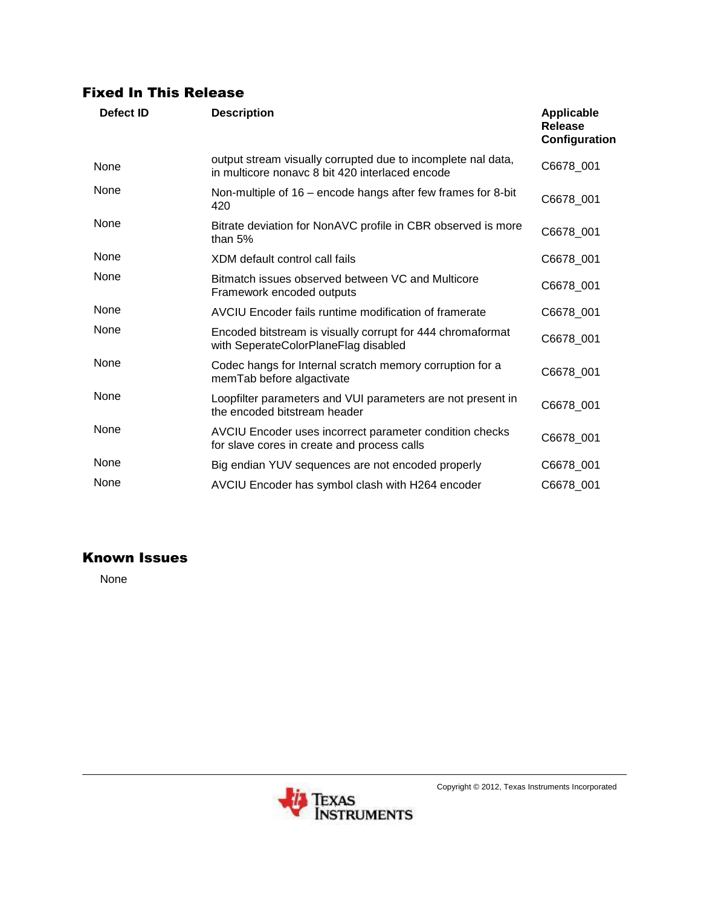## Fixed In This Release

| Defect ID | Description | Applicable Release Configuration |
|---|---|---|
| None | output stream visually corrupted due to incomplete nal data, in multicore nonavc 8 bit 420 interlaced encode | C6678_001 |
| None | Non-multiple of 16 – encode hangs after few frames for 8-bit 420 | C6678_001 |
| None | Bitrate deviation for NonAVC profile in CBR observed is more than 5% | C6678_001 |
| None | XDM default control call fails | C6678_001 |
| None | Bitmatch issues observed between VC and Multicore Framework encoded outputs | C6678_001 |
| None | AVCIU Encoder fails runtime modification of framerate | C6678_001 |
| None | Encoded bitstream is visually corrupt for 444 chromaformat with SeperateColorPlaneFlag disabled | C6678_001 |
| None | Codec hangs for Internal scratch memory corruption for a memTab before algactivate | C6678_001 |
| None | Loopfilter parameters and VUI parameters are not present in the encoded bitstream header | C6678_001 |
| None | AVCIU Encoder uses incorrect parameter condition checks for slave cores in create and process calls | C6678_001 |
| None | Big endian YUV sequences are not encoded properly | C6678_001 |
| None | AVCIU Encoder has symbol clash with H264 encoder | C6678_001 |

## Known Issues

None

Copyright © 2012, Texas Instruments Incorporated